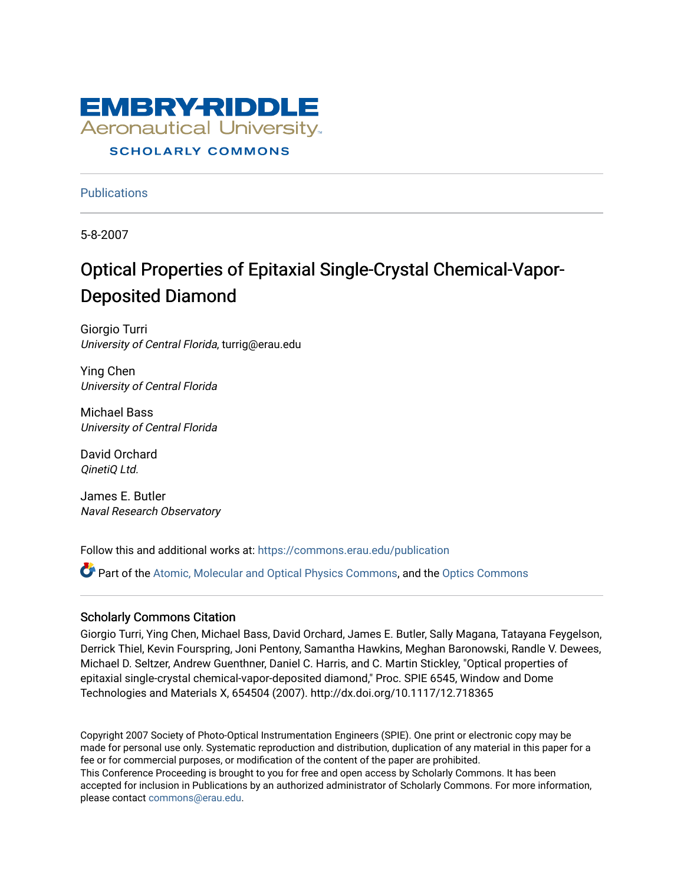# EMBRY-RIDDLE Aeronautical University

## SCHOLARLY COMMONS

Publications

5-8-2007

# Optical Properties of Epitaxial Single-Crystal Chemical-Vapor-Deposited Diamond

Giorgio Turri
*University of Central Florida*, turrig@erau.edu

Ying Chen
*University of Central Florida*

Michael Bass
*University of Central Florida*

David Orchard
*QinetiQ Ltd.*

James E. Butler
*Naval Research Observatory*

Follow this and additional works at: https://commons.erau.edu/publication

Part of the Atomic, Molecular and Optical Physics Commons, and the Optics Commons

## Scholarly Commons Citation

Giorgio Turri, Ying Chen, Michael Bass, David Orchard, James E. Butler, Sally Magana, Tatayana Feygelson, Derrick Thiel, Kevin Fourspring, Joni Pentony, Samantha Hawkins, Meghan Baronowski, Randle V. Dewees, Michael D. Seltzer, Andrew Guenthner, Daniel C. Harris, and C. Martin Stickley, "Optical properties of epitaxial single-crystal chemical-vapor-deposited diamond," Proc. SPIE 6545, Window and Dome Technologies and Materials X, 654504 (2007). http://dx.doi.org/10.1117/12.718365

Copyright 2007 Society of Photo-Optical Instrumentation Engineers (SPIE). One print or electronic copy may be made for personal use only. Systematic reproduction and distribution, duplication of any material in this paper for a fee or for commercial purposes, or modification of the content of the paper are prohibited.
This Conference Proceeding is brought to you for free and open access by Scholarly Commons. It has been accepted for inclusion in Publications by an authorized administrator of Scholarly Commons. For more information, please contact commons@erau.edu.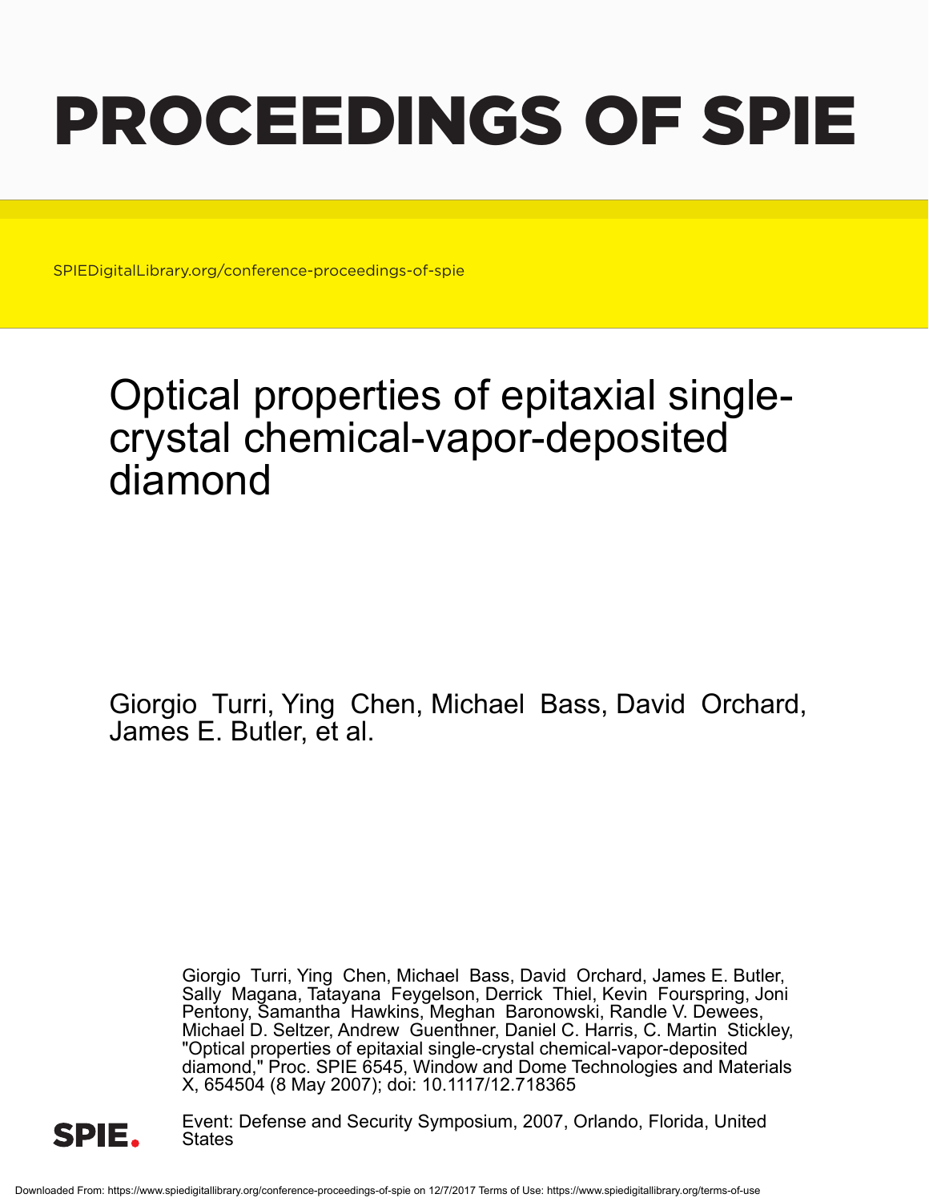# PROCEEDINGS OF SPIE

SPIEDigitalLibrary.org/conference-proceedings-of-spie

# Optical properties of epitaxial single-crystal chemical-vapor-deposited diamond

Giorgio Turri, Ying Chen, Michael Bass, David Orchard, James E. Butler, et al.

Giorgio Turri, Ying Chen, Michael Bass, David Orchard, James E. Butler, Sally Magana, Tatayana Feygelson, Derrick Thiel, Kevin Fourspring, Joni Pentony, Samantha Hawkins, Meghan Baronowski, Randle V. Dewees, Michael D. Seltzer, Andrew Guenthner, Daniel C. Harris, C. Martin Stickley, "Optical properties of epitaxial single-crystal chemical-vapor-deposited diamond," Proc. SPIE 6545, Window and Dome Technologies and Materials X, 654504 (8 May 2007); doi: 10.1117/12.718365

Event: Defense and Security Symposium, 2007, Orlando, Florida, United States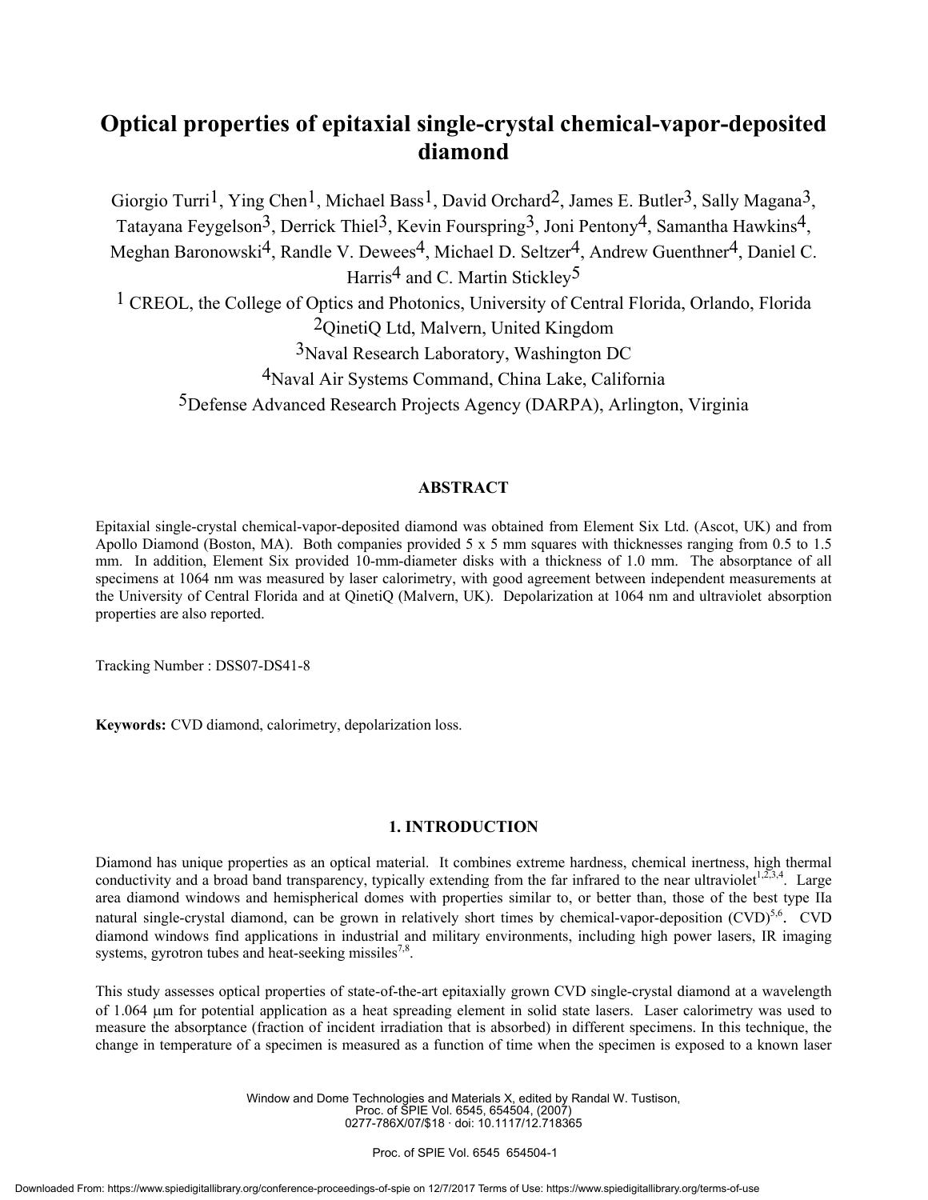# Optical properties of epitaxial single-crystal chemical-vapor-deposited diamond

Giorgio Turri[1], Ying Chen[1], Michael Bass[1], David Orchard[2], James E. Butler[3], Sally Magana[3], Tatayana Feygelson[3], Derrick Thiel[3], Kevin Fourspring[3], Joni Pentony[4], Samantha Hawkins[4], Meghan Baronowski[4], Randle V. Dewees[4], Michael D. Seltzer[4], Andrew Guenthner[4], Daniel C. Harris[4] and C. Martin Stickley[5]

[1] CREOL, the College of Optics and Photonics, University of Central Florida, Orlando, Florida
[2]QinetiQ Ltd, Malvern, United Kingdom
[3]Naval Research Laboratory, Washington DC
[4]Naval Air Systems Command, China Lake, California
[5]Defense Advanced Research Projects Agency (DARPA), Arlington, Virginia

## ABSTRACT

Epitaxial single-crystal chemical-vapor-deposited diamond was obtained from Element Six Ltd. (Ascot, UK) and from Apollo Diamond (Boston, MA). Both companies provided 5 x 5 mm squares with thicknesses ranging from 0.5 to 1.5 mm. In addition, Element Six provided 10-mm-diameter disks with a thickness of 1.0 mm. The absorptance of all specimens at 1064 nm was measured by laser calorimetry, with good agreement between independent measurements at the University of Central Florida and at QinetiQ (Malvern, UK). Depolarization at 1064 nm and ultraviolet absorption properties are also reported.

Tracking Number : DSS07-DS41-8

**Keywords:** CVD diamond, calorimetry, depolarization loss.

## 1. INTRODUCTION

Diamond has unique properties as an optical material. It combines extreme hardness, chemical inertness, high thermal conductivity and a broad band transparency, typically extending from the far infrared to the near ultraviolet[1,2,3,4]. Large area diamond windows and hemispherical domes with properties similar to, or better than, those of the best type IIa natural single-crystal diamond, can be grown in relatively short times by chemical-vapor-deposition (CVD)[5,6]. CVD diamond windows find applications in industrial and military environments, including high power lasers, IR imaging systems, gyrotron tubes and heat-seeking missiles[7,8].

This study assesses optical properties of state-of-the-art epitaxially grown CVD single-crystal diamond at a wavelength of 1.064 μm for potential application as a heat spreading element in solid state lasers. Laser calorimetry was used to measure the absorptance (fraction of incident irradiation that is absorbed) in different specimens. In this technique, the change in temperature of a specimen is measured as a function of time when the specimen is exposed to a known laser

Window and Dome Technologies and Materials X, edited by Randal W. Tustison, Proc. of SPIE Vol. 6545, 654504, (2007)
0277-786X/07/$18 · doi: 10.1117/12.718365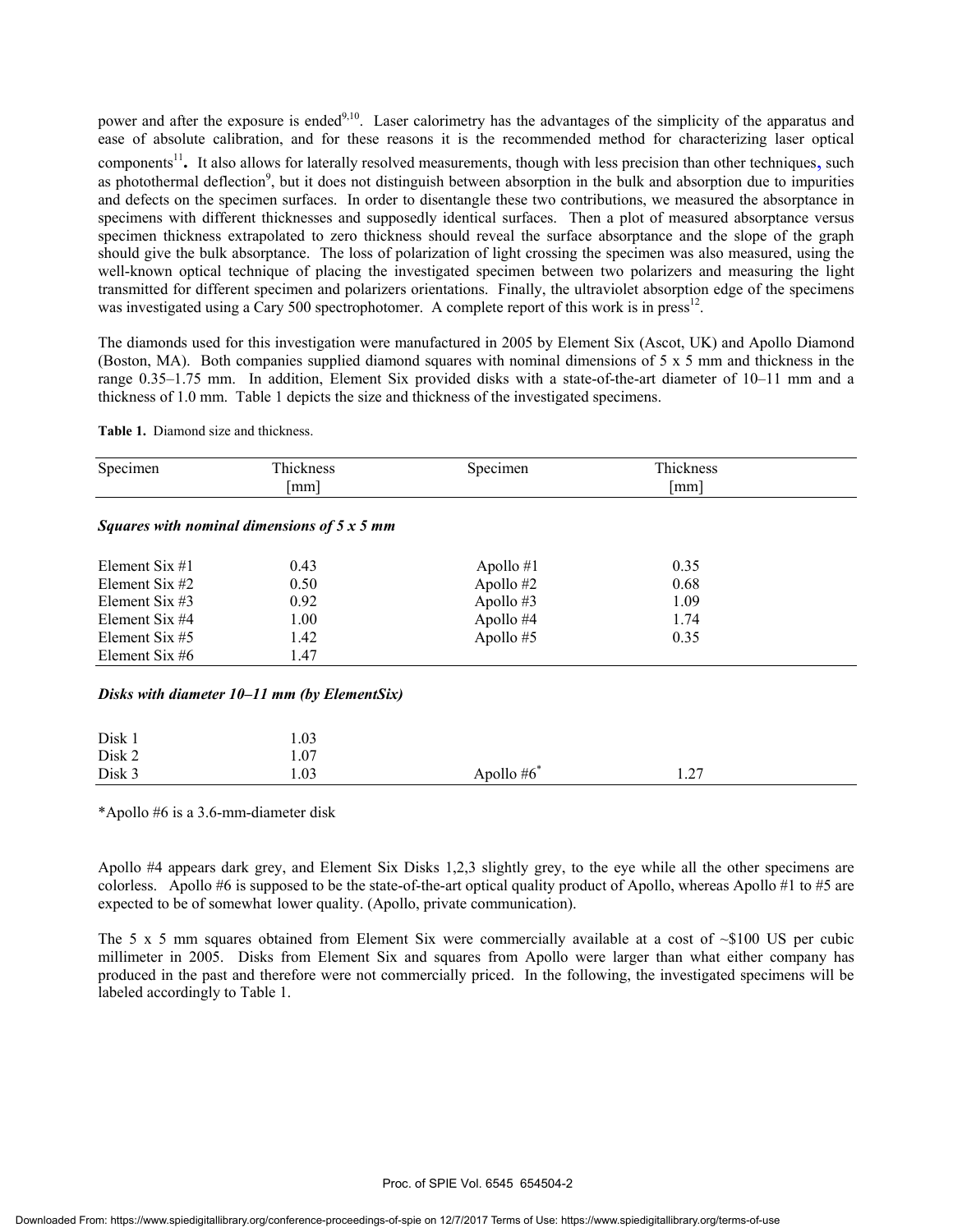power and after the exposure is ended[9,10]. Laser calorimetry has the advantages of the simplicity of the apparatus and ease of absolute calibration, and for these reasons it is the recommended method for characterizing laser optical components[11]**.** It also allows for laterally resolved measurements, though with less precision than other techniques, such as photothermal deflection[9], but it does not distinguish between absorption in the bulk and absorption due to impurities and defects on the specimen surfaces. In order to disentangle these two contributions, we measured the absorptance in specimens with different thicknesses and supposedly identical surfaces. Then a plot of measured absorptance versus specimen thickness extrapolated to zero thickness should reveal the surface absorptance and the slope of the graph should give the bulk absorptance. The loss of polarization of light crossing the specimen was also measured, using the well-known optical technique of placing the investigated specimen between two polarizers and measuring the light transmitted for different specimen and polarizers orientations. Finally, the ultraviolet absorption edge of the specimens was investigated using a Cary 500 spectrophotomer. A complete report of this work is in press[12].

The diamonds used for this investigation were manufactured in 2005 by Element Six (Ascot, UK) and Apollo Diamond (Boston, MA). Both companies supplied diamond squares with nominal dimensions of 5 x 5 mm and thickness in the range 0.35–1.75 mm. In addition, Element Six provided disks with a state-of-the-art diameter of 10–11 mm and a thickness of 1.0 mm. Table 1 depicts the size and thickness of the investigated specimens.

**Table 1.** Diamond size and thickness.

| Specimen | Thickness [mm] | Specimen | Thickness [mm] |
|---|---|---|---|
| ***Squares with nominal dimensions of 5 x 5 mm*** | | | |
| Element Six #1 | 0.43 | Apollo #1 | 0.35 |
| Element Six #2 | 0.50 | Apollo #2 | 0.68 |
| Element Six #3 | 0.92 | Apollo #3 | 1.09 |
| Element Six #4 | 1.00 | Apollo #4 | 1.74 |
| Element Six #5 | 1.42 | Apollo #5 | 0.35 |
| Element Six #6 | 1.47 | | |
| ***Disks with diameter 10–11 mm (by ElementSix)*** | | | |
| Disk 1 | 1.03 | | |
| Disk 2 | 1.07 | | |
| Disk 3 | 1.03 | Apollo #6* | 1.27 |

*Apollo #6 is a 3.6-mm-diameter disk

Apollo #4 appears dark grey, and Element Six Disks 1,2,3 slightly grey, to the eye while all the other specimens are colorless. Apollo #6 is supposed to be the state-of-the-art optical quality product of Apollo, whereas Apollo #1 to #5 are expected to be of somewhat lower quality. (Apollo, private communication).

The 5 x 5 mm squares obtained from Element Six were commercially available at a cost of ~$100 US per cubic millimeter in 2005. Disks from Element Six and squares from Apollo were larger than what either company has produced in the past and therefore were not commercially priced. In the following, the investigated specimens will be labeled accordingly to Table 1.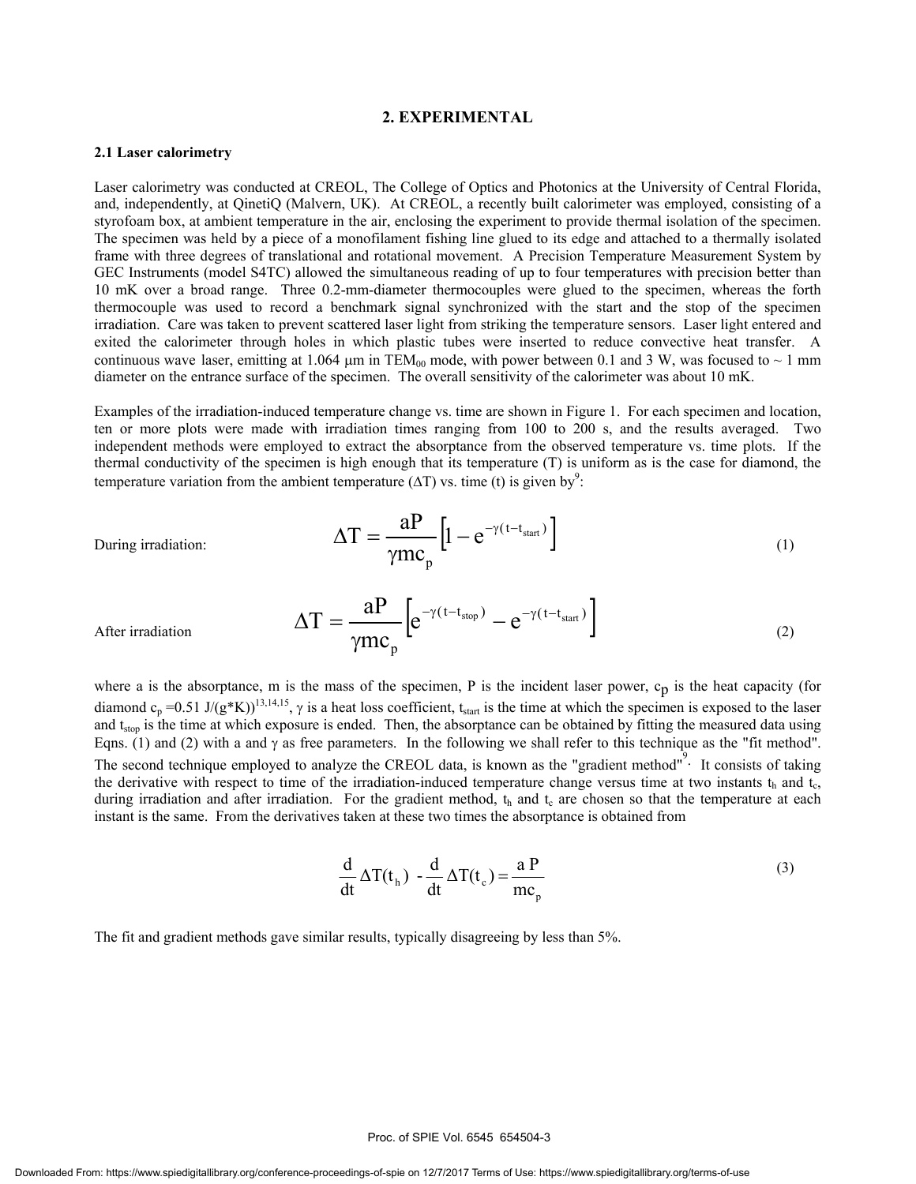## 2. EXPERIMENTAL

### 2.1 Laser calorimetry

Laser calorimetry was conducted at CREOL, The College of Optics and Photonics at the University of Central Florida, and, independently, at QinetiQ (Malvern, UK). At CREOL, a recently built calorimeter was employed, consisting of a styrofoam box, at ambient temperature in the air, enclosing the experiment to provide thermal isolation of the specimen. The specimen was held by a piece of a monofilament fishing line glued to its edge and attached to a thermally isolated frame with three degrees of translational and rotational movement. A Precision Temperature Measurement System by GEC Instruments (model S4TC) allowed the simultaneous reading of up to four temperatures with precision better than 10 mK over a broad range. Three 0.2-mm-diameter thermocouples were glued to the specimen, whereas the forth thermocouple was used to record a benchmark signal synchronized with the start and the stop of the specimen irradiation. Care was taken to prevent scattered laser light from striking the temperature sensors. Laser light entered and exited the calorimeter through holes in which plastic tubes were inserted to reduce convective heat transfer. A continuous wave laser, emitting at 1.064 μm in $TEM_{00}$ mode, with power between 0.1 and 3 W, was focused to ~ 1 mm diameter on the entrance surface of the specimen. The overall sensitivity of the calorimeter was about 10 mK.

Examples of the irradiation-induced temperature change vs. time are shown in Figure 1. For each specimen and location, ten or more plots were made with irradiation times ranging from 100 to 200 s, and the results averaged. Two independent methods were employed to extract the absorptance from the observed temperature vs. time plots. If the thermal conductivity of the specimen is high enough that its temperature (T) is uniform as is the case for diamond, the temperature variation from the ambient temperature (ΔT) vs. time (t) is given by[9]:

During irradiation:

$$\Delta T = \frac{aP}{\gamma m c_p}\left[1 - e^{-\gamma(t - t_{start})}\right] \tag{1}$$

After irradiation

$$\Delta T = \frac{aP}{\gamma m c_p}\left[e^{-\gamma(t - t_{stop})} - e^{-\gamma(t - t_{start})}\right] \tag{2}$$

where a is the absorptance, m is the mass of the specimen, P is the incident laser power, $c_p$ is the heat capacity (for diamond $c_p$ =0.51 J/(g*K))[13,14,15], γ is a heat loss coefficient, $t_{start}$ is the time at which the specimen is exposed to the laser and $t_{stop}$ is the time at which exposure is ended. Then, the absorptance can be obtained by fitting the measured data using Eqns. (1) and (2) with a and γ as free parameters. In the following we shall refer to this technique as the "fit method". The second technique employed to analyze the CREOL data, is known as the "gradient method"[9]. It consists of taking the derivative with respect to time of the irradiation-induced temperature change versus time at two instants $t_h$ and $t_c$, during irradiation and after irradiation. For the gradient method, $t_h$ and $t_c$ are chosen so that the temperature at each instant is the same. From the derivatives taken at these two times the absorptance is obtained from

$$\frac{d}{dt}\Delta T(t_h) - \frac{d}{dt}\Delta T(t_c) = \frac{a\,P}{m c_p} \tag{3}$$

The fit and gradient methods gave similar results, typically disagreeing by less than 5%.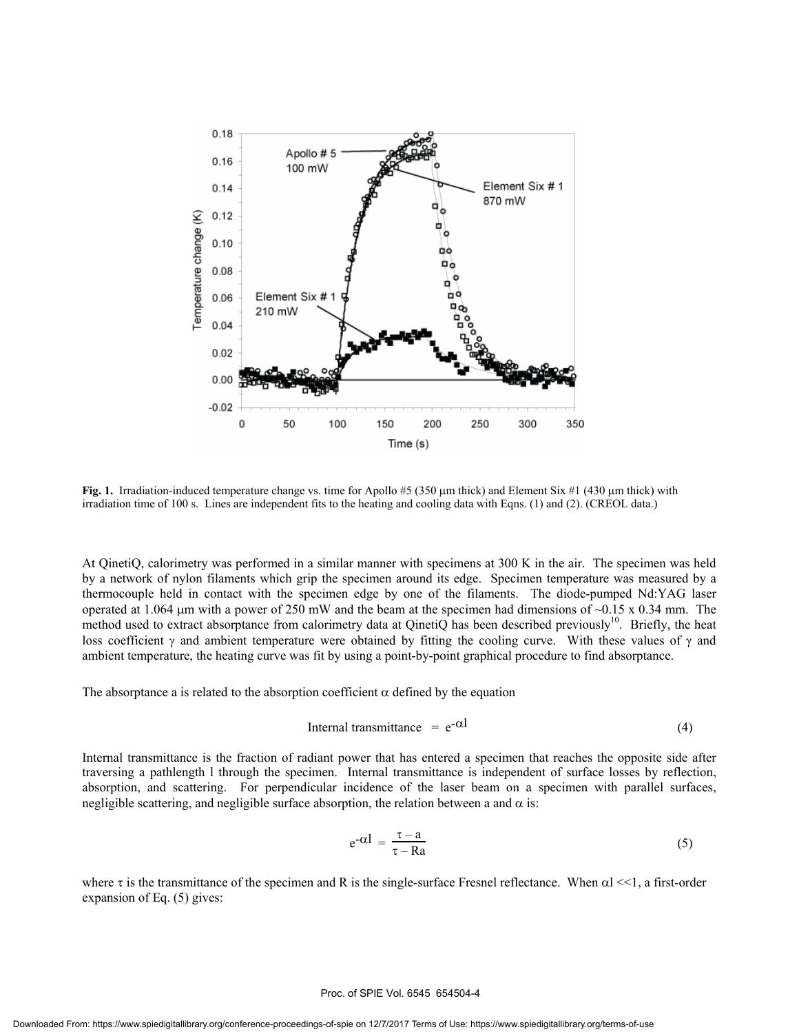**Fig. 1.** Irradiation-induced temperature change vs. time for Apollo #5 (350 μm thick) and Element Six #1 (430 μm thick) with irradiation time of 100 s. Lines are independent fits to the heating and cooling data with Eqns. (1) and (2). (CREOL data.)

At QinetiQ, calorimetry was performed in a similar manner with specimens at 300 K in the air. The specimen was held by a network of nylon filaments which grip the specimen around its edge. Specimen temperature was measured by a thermocouple held in contact with the specimen edge by one of the filaments. The diode-pumped Nd:YAG laser operated at 1.064 μm with a power of 250 mW and the beam at the specimen had dimensions of ~0.15 x 0.34 mm. The method used to extract absorptance from calorimetry data at QinetiQ has been described previously[10]. Briefly, the heat loss coefficient $\gamma$ and ambient temperature were obtained by fitting the cooling curve. With these values of $\gamma$ and ambient temperature, the heating curve was fit by using a point-by-point graphical procedure to find absorptance.

The absorptance a is related to the absorption coefficient $\alpha$ defined by the equation

$$\text{Internal transmittance} = e^{-\alpha l} \tag{4}$$

Internal transmittance is the fraction of radiant power that has entered a specimen that reaches the opposite side after traversing a pathlength l through the specimen. Internal transmittance is independent of surface losses by reflection, absorption, and scattering. For perpendicular incidence of the laser beam on a specimen with parallel surfaces, negligible scattering, and negligible surface absorption, the relation between a and $\alpha$ is:

$$e^{-\alpha l} = \frac{\tau - a}{\tau - Ra} \tag{5}$$

where $\tau$ is the transmittance of the specimen and R is the single-surface Fresnel reflectance. When $\alpha l \ll 1$, a first-order expansion of Eq. (5) gives: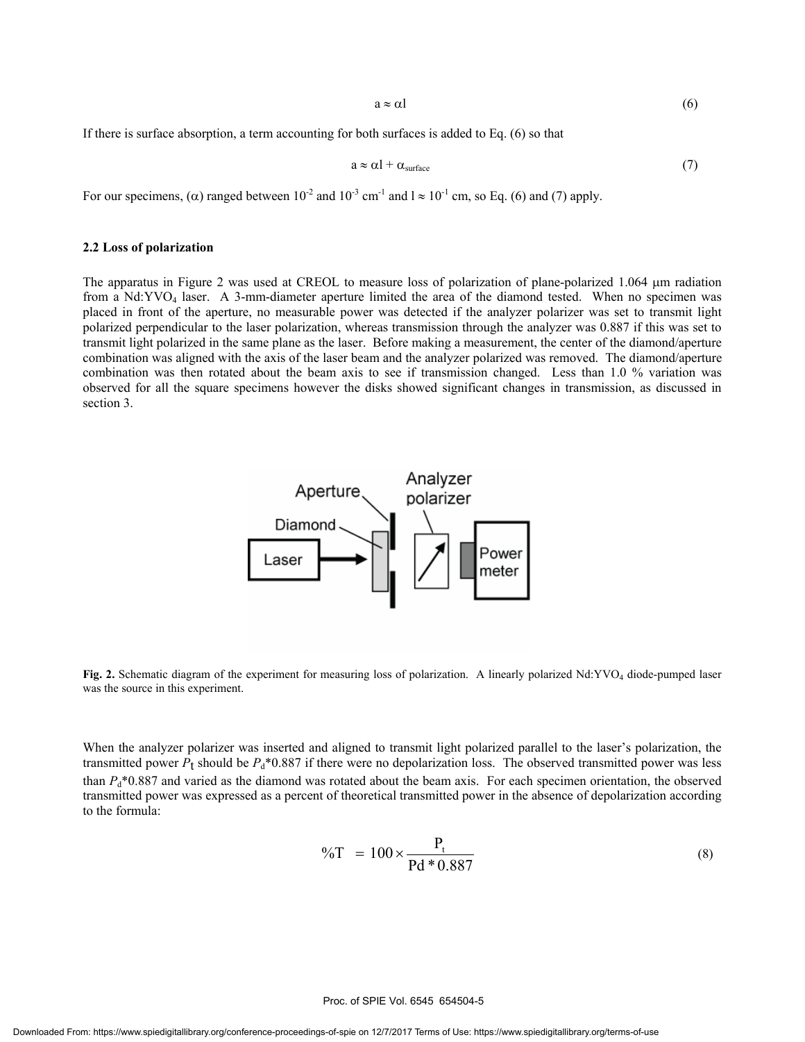$$a \approx \alpha l \tag{6}$$

If there is surface absorption, a term accounting for both surfaces is added to Eq. (6) so that

$$a \approx \alpha l + \alpha_{surface} \tag{7}$$

For our specimens, ($\alpha$) ranged between $10^{-2}$ and $10^{-3}$ cm$^{-1}$ and $l \approx 10^{-1}$ cm, so Eq. (6) and (7) apply.

### 2.2 Loss of polarization

The apparatus in Figure 2 was used at CREOL to measure loss of polarization of plane-polarized 1.064 μm radiation from a Nd:$YVO_4$ laser. A 3-mm-diameter aperture limited the area of the diamond tested. When no specimen was placed in front of the aperture, no measurable power was detected if the analyzer polarizer was set to transmit light polarized perpendicular to the laser polarization, whereas transmission through the analyzer was 0.887 if this was set to transmit light polarized in the same plane as the laser. Before making a measurement, the center of the diamond/aperture combination was aligned with the axis of the laser beam and the analyzer polarized was removed. The diamond/aperture combination was then rotated about the beam axis to see if transmission changed. Less than 1.0 % variation was observed for all the square specimens however the disks showed significant changes in transmission, as discussed in section 3.

**Fig. 2.** Schematic diagram of the experiment for measuring loss of polarization. A linearly polarized Nd:$YVO_4$ diode-pumped laser was the source in this experiment.

When the analyzer polarizer was inserted and aligned to transmit light polarized parallel to the laser's polarization, the transmitted power $P_t$ should be $P_d$*0.887 if there were no depolarization loss. The observed transmitted power was less than $P_d$*0.887 and varied as the diamond was rotated about the beam axis. For each specimen orientation, the observed transmitted power was expressed as a percent of theoretical transmitted power in the absence of depolarization according to the formula:

$$\%T = 100 \times \frac{P_t}{Pd * 0.887} \tag{8}$$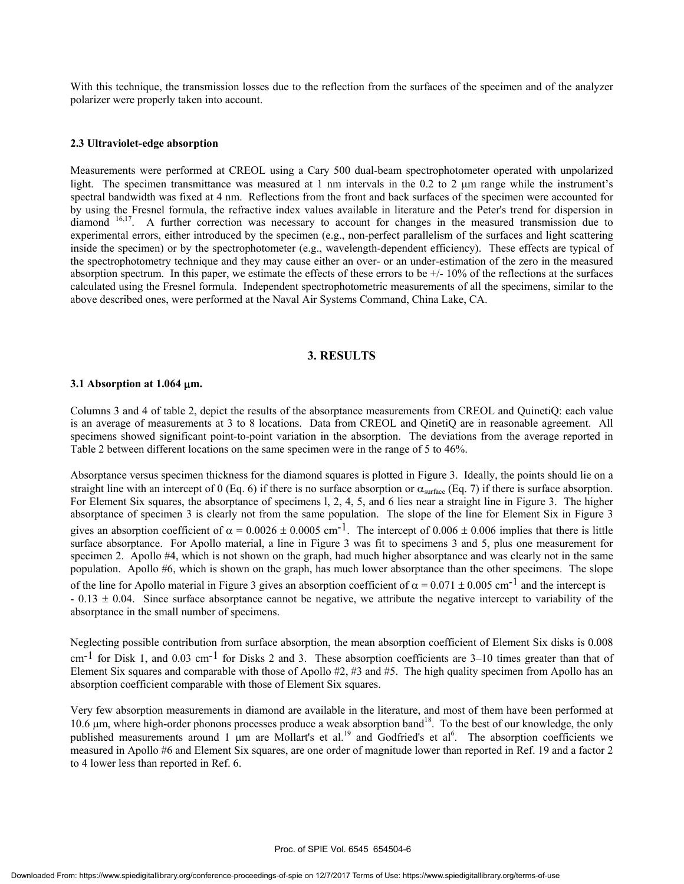With this technique, the transmission losses due to the reflection from the surfaces of the specimen and of the analyzer polarizer were properly taken into account.

### 2.3 Ultraviolet-edge absorption

Measurements were performed at CREOL using a Cary 500 dual-beam spectrophotometer operated with unpolarized light. The specimen transmittance was measured at 1 nm intervals in the 0.2 to 2 μm range while the instrument's spectral bandwidth was fixed at 4 nm. Reflections from the front and back surfaces of the specimen were accounted for by using the Fresnel formula, the refractive index values available in literature and the Peter's trend for dispersion in diamond [16,17]. A further correction was necessary to account for changes in the measured transmission due to experimental errors, either introduced by the specimen (e.g., non-perfect parallelism of the surfaces and light scattering inside the specimen) or by the spectrophotometer (e.g., wavelength-dependent efficiency). These effects are typical of the spectrophotometry technique and they may cause either an over- or an under-estimation of the zero in the measured absorption spectrum. In this paper, we estimate the effects of these errors to be +/- 10% of the reflections at the surfaces calculated using the Fresnel formula. Independent spectrophotometric measurements of all the specimens, similar to the above described ones, were performed at the Naval Air Systems Command, China Lake, CA.

## 3. RESULTS

### 3.1 Absorption at 1.064 μm.

Columns 3 and 4 of table 2, depict the results of the absorptance measurements from CREOL and QuinetiQ: each value is an average of measurements at 3 to 8 locations. Data from CREOL and QinetiQ are in reasonable agreement. All specimens showed significant point-to-point variation in the absorption. The deviations from the average reported in Table 2 between different locations on the same specimen were in the range of 5 to 46%.

Absorptance versus specimen thickness for the diamond squares is plotted in Figure 3. Ideally, the points should lie on a straight line with an intercept of 0 (Eq. 6) if there is no surface absorption or $\alpha_{surface}$ (Eq. 7) if there is surface absorption. For Element Six squares, the absorptance of specimens l, 2, 4, 5, and 6 lies near a straight line in Figure 3. The higher absorptance of specimen 3 is clearly not from the same population. The slope of the line for Element Six in Figure 3 gives an absorption coefficient of $\alpha = 0.0026 \pm 0.0005$ cm$^{-1}$. The intercept of $0.006 \pm 0.006$ implies that there is little surface absorptance. For Apollo material, a line in Figure 3 was fit to specimens 3 and 5, plus one measurement for specimen 2. Apollo #4, which is not shown on the graph, had much higher absorptance and was clearly not in the same population. Apollo #6, which is shown on the graph, has much lower absorptance than the other specimens. The slope of the line for Apollo material in Figure 3 gives an absorption coefficient of $\alpha = 0.071 \pm 0.005$ cm$^{-1}$ and the intercept is $-0.13 \pm 0.04$. Since surface absorptance cannot be negative, we attribute the negative intercept to variability of the absorptance in the small number of specimens.

Neglecting possible contribution from surface absorption, the mean absorption coefficient of Element Six disks is 0.008 cm$^{-1}$ for Disk 1, and 0.03 cm$^{-1}$ for Disks 2 and 3. These absorption coefficients are 3–10 times greater than that of Element Six squares and comparable with those of Apollo #2, #3 and #5. The high quality specimen from Apollo has an absorption coefficient comparable with those of Element Six squares.

Very few absorption measurements in diamond are available in the literature, and most of them have been performed at 10.6 μm, where high-order phonons processes produce a weak absorption band[18]. To the best of our knowledge, the only published measurements around 1 μm are Mollart's et al.[19] and Godfried's et al[6]. The absorption coefficients we measured in Apollo #6 and Element Six squares, are one order of magnitude lower than reported in Ref. 19 and a factor 2 to 4 lower less than reported in Ref. 6.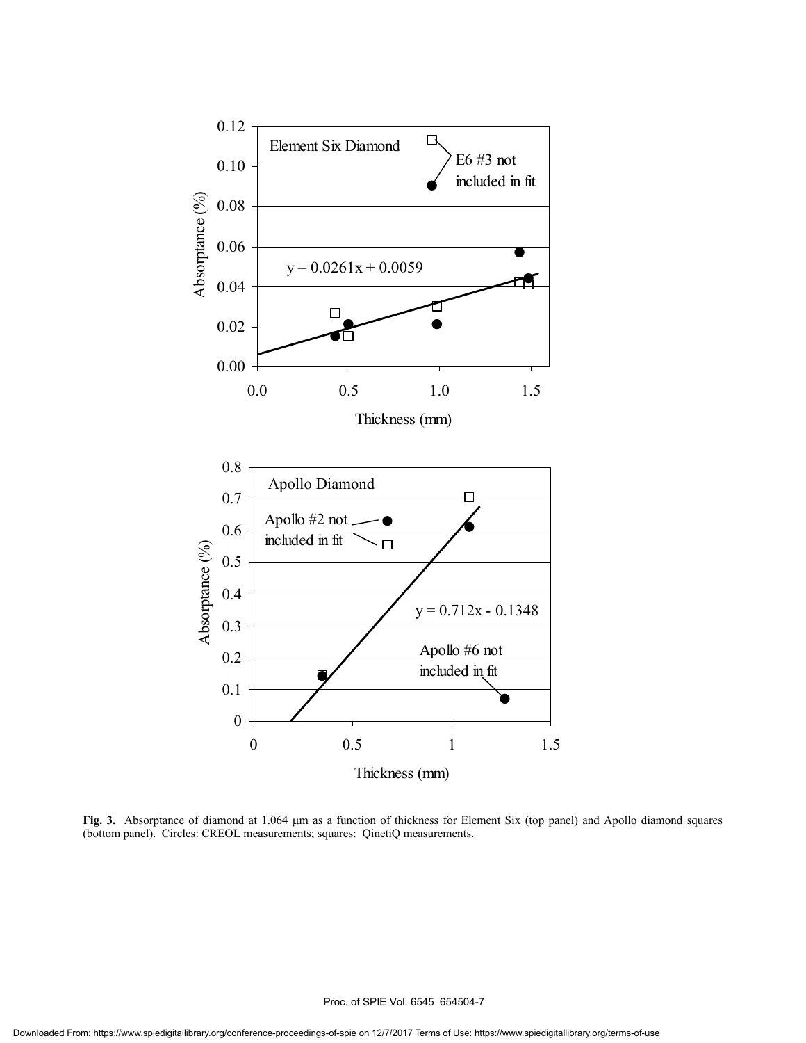**Fig. 3.** Absorptance of diamond at 1.064 μm as a function of thickness for Element Six (top panel) and Apollo diamond squares (bottom panel). Circles: CREOL measurements; squares: QinetiQ measurements.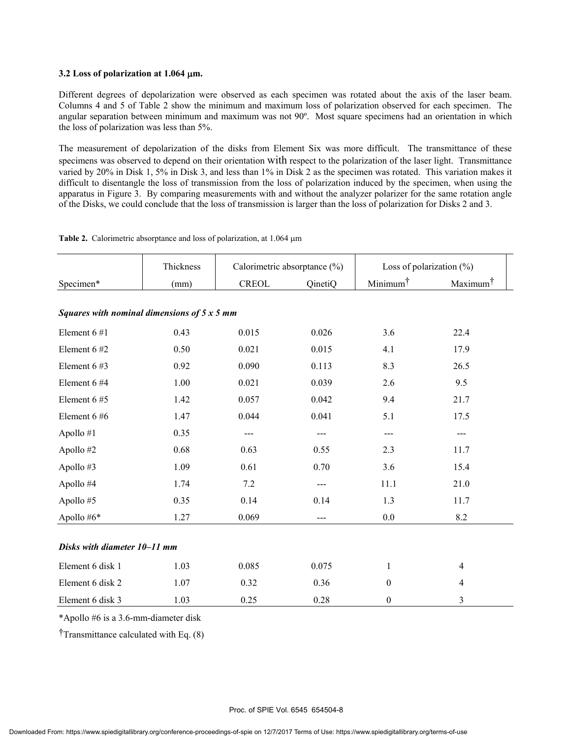### 3.2 Loss of polarization at 1.064 μm.

Different degrees of depolarization were observed as each specimen was rotated about the axis of the laser beam. Columns 4 and 5 of Table 2 show the minimum and maximum loss of polarization observed for each specimen. The angular separation between minimum and maximum was not 90º. Most square specimens had an orientation in which the loss of polarization was less than 5%.

The measurement of depolarization of the disks from Element Six was more difficult. The transmittance of these specimens was observed to depend on their orientation with respect to the polarization of the laser light. Transmittance varied by 20% in Disk 1, 5% in Disk 3, and less than 1% in Disk 2 as the specimen was rotated. This variation makes it difficult to disentangle the loss of transmission from the loss of polarization induced by the specimen, when using the apparatus in Figure 3. By comparing measurements with and without the analyzer polarizer for the same rotation angle of the Disks, we could conclude that the loss of transmission is larger than the loss of polarization for Disks 2 and 3.

**Table 2.** Calorimetric absorptance and loss of polarization, at 1.064 μm

| | Thickness | Calorimetric absorptance (%) | | Loss of polarization (%) | |
|---|---|---|---|---|---|
| Specimen* | (mm) | CREOL | QinetiQ | Minimum† | Maximum† |
| ***Squares with nominal dimensions of 5 x 5 mm*** | | | | | |
| Element 6 #1 | 0.43 | 0.015 | 0.026 | 3.6 | 22.4 |
| Element 6 #2 | 0.50 | 0.021 | 0.015 | 4.1 | 17.9 |
| Element 6 #3 | 0.92 | 0.090 | 0.113 | 8.3 | 26.5 |
| Element 6 #4 | 1.00 | 0.021 | 0.039 | 2.6 | 9.5 |
| Element 6 #5 | 1.42 | 0.057 | 0.042 | 9.4 | 21.7 |
| Element 6 #6 | 1.47 | 0.044 | 0.041 | 5.1 | 17.5 |
| Apollo #1 | 0.35 | --- | --- | --- | --- |
| Apollo #2 | 0.68 | 0.63 | 0.55 | 2.3 | 11.7 |
| Apollo #3 | 1.09 | 0.61 | 0.70 | 3.6 | 15.4 |
| Apollo #4 | 1.74 | 7.2 | --- | 11.1 | 21.0 |
| Apollo #5 | 0.35 | 0.14 | 0.14 | 1.3 | 11.7 |
| Apollo #6* | 1.27 | 0.069 | --- | 0.0 | 8.2 |
| ***Disks with diameter 10–11 mm*** | | | | | |
| Element 6 disk 1 | 1.03 | 0.085 | 0.075 | 1 | 4 |
| Element 6 disk 2 | 1.07 | 0.32 | 0.36 | 0 | 4 |
| Element 6 disk 3 | 1.03 | 0.25 | 0.28 | 0 | 3 |

*Apollo #6 is a 3.6-mm-diameter disk

†Transmittance calculated with Eq. (8)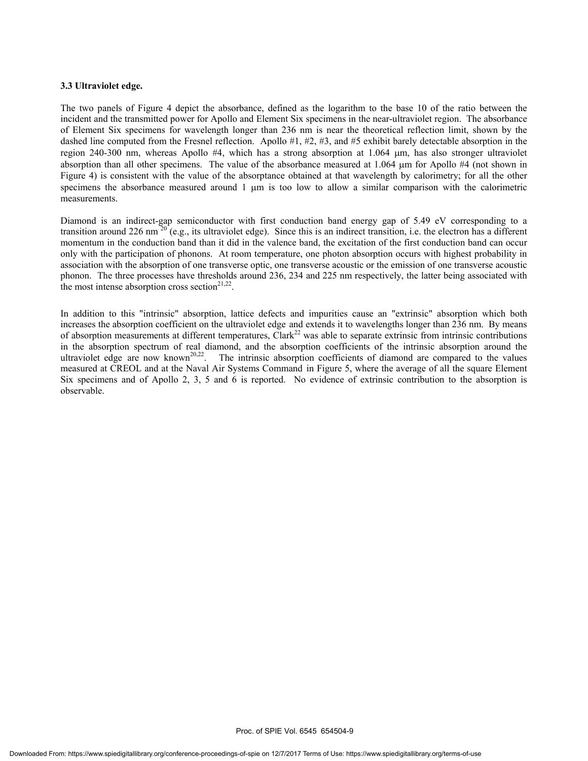### 3.3 Ultraviolet edge.

The two panels of Figure 4 depict the absorbance, defined as the logarithm to the base 10 of the ratio between the incident and the transmitted power for Apollo and Element Six specimens in the near-ultraviolet region. The absorbance of Element Six specimens for wavelength longer than 236 nm is near the theoretical reflection limit, shown by the dashed line computed from the Fresnel reflection. Apollo #1, #2, #3, and #5 exhibit barely detectable absorption in the region 240-300 nm, whereas Apollo #4, which has a strong absorption at 1.064 μm, has also stronger ultraviolet absorption than all other specimens. The value of the absorbance measured at 1.064 μm for Apollo #4 (not shown in Figure 4) is consistent with the value of the absorptance obtained at that wavelength by calorimetry; for all the other specimens the absorbance measured around 1 μm is too low to allow a similar comparison with the calorimetric measurements.

Diamond is an indirect-gap semiconductor with first conduction band energy gap of 5.49 eV corresponding to a transition around 226 nm [20] (e.g., its ultraviolet edge). Since this is an indirect transition, i.e. the electron has a different momentum in the conduction band than it did in the valence band, the excitation of the first conduction band can occur only with the participation of phonons. At room temperature, one photon absorption occurs with highest probability in association with the absorption of one transverse optic, one transverse acoustic or the emission of one transverse acoustic phonon. The three processes have thresholds around 236, 234 and 225 nm respectively, the latter being associated with the most intense absorption cross section[21,22].

In addition to this "intrinsic" absorption, lattice defects and impurities cause an "extrinsic" absorption which both increases the absorption coefficient on the ultraviolet edge and extends it to wavelengths longer than 236 nm. By means of absorption measurements at different temperatures, Clark[22] was able to separate extrinsic from intrinsic contributions in the absorption spectrum of real diamond, and the absorption coefficients of the intrinsic absorption around the ultraviolet edge are now known[20,22]. The intrinsic absorption coefficients of diamond are compared to the values measured at CREOL and at the Naval Air Systems Command in Figure 5, where the average of all the square Element Six specimens and of Apollo 2, 3, 5 and 6 is reported. No evidence of extrinsic contribution to the absorption is observable.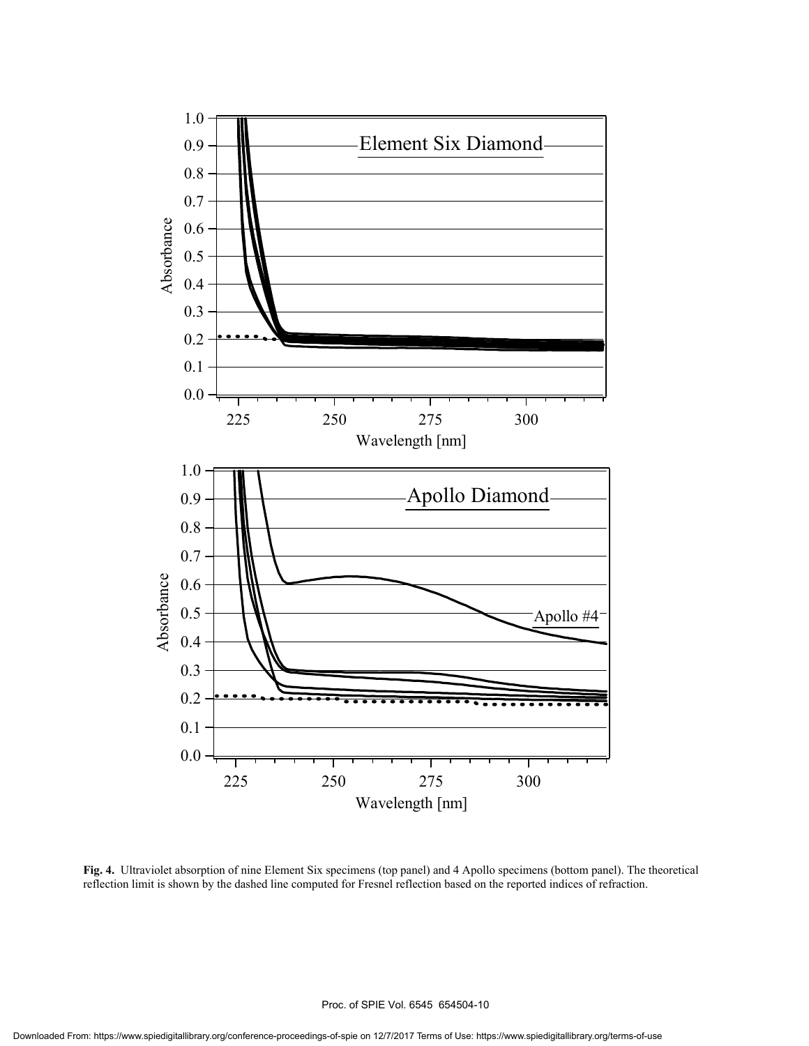**Fig. 4.** Ultraviolet absorption of nine Element Six specimens (top panel) and 4 Apollo specimens (bottom panel). The theoretical reflection limit is shown by the dashed line computed for Fresnel reflection based on the reported indices of refraction.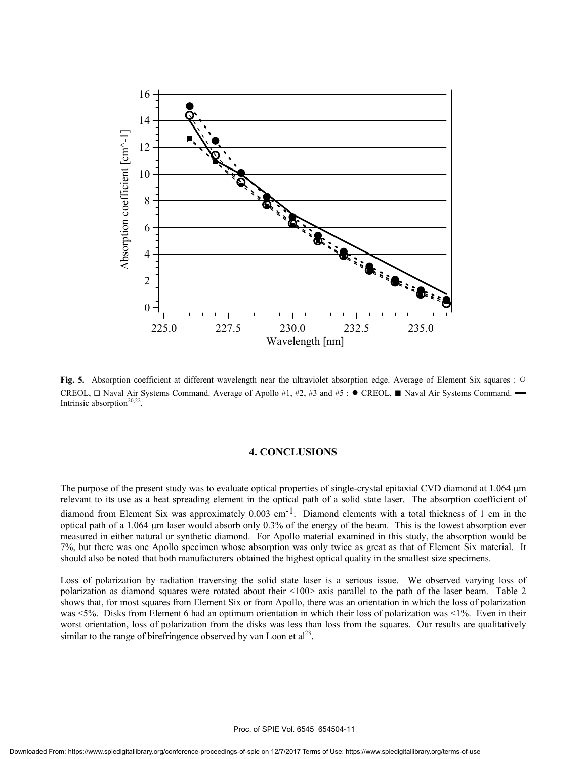**Fig. 5.** Absorption coefficient at different wavelength near the ultraviolet absorption edge. Average of Element Six squares : ○ CREOL, □ Naval Air Systems Command. Average of Apollo #1, #2, #3 and #5 : ● CREOL, ■ Naval Air Systems Command. ━ Intrinsic absorption[20,22].

## 4. CONCLUSIONS

The purpose of the present study was to evaluate optical properties of single-crystal epitaxial CVD diamond at 1.064 μm relevant to its use as a heat spreading element in the optical path of a solid state laser. The absorption coefficient of diamond from Element Six was approximately 0.003 $cm^{-1}$. Diamond elements with a total thickness of 1 cm in the optical path of a 1.064 μm laser would absorb only 0.3% of the energy of the beam. This is the lowest absorption ever measured in either natural or synthetic diamond. For Apollo material examined in this study, the absorption would be 7%, but there was one Apollo specimen whose absorption was only twice as great as that of Element Six material. It should also be noted that both manufacturers obtained the highest optical quality in the smallest size specimens.

Loss of polarization by radiation traversing the solid state laser is a serious issue. We observed varying loss of polarization as diamond squares were rotated about their <100> axis parallel to the path of the laser beam. Table 2 shows that, for most squares from Element Six or from Apollo, there was an orientation in which the loss of polarization was <5%. Disks from Element 6 had an optimum orientation in which their loss of polarization was <1%. Even in their worst orientation, loss of polarization from the disks was less than loss from the squares. Our results are qualitatively similar to the range of birefringence observed by van Loon et al[23].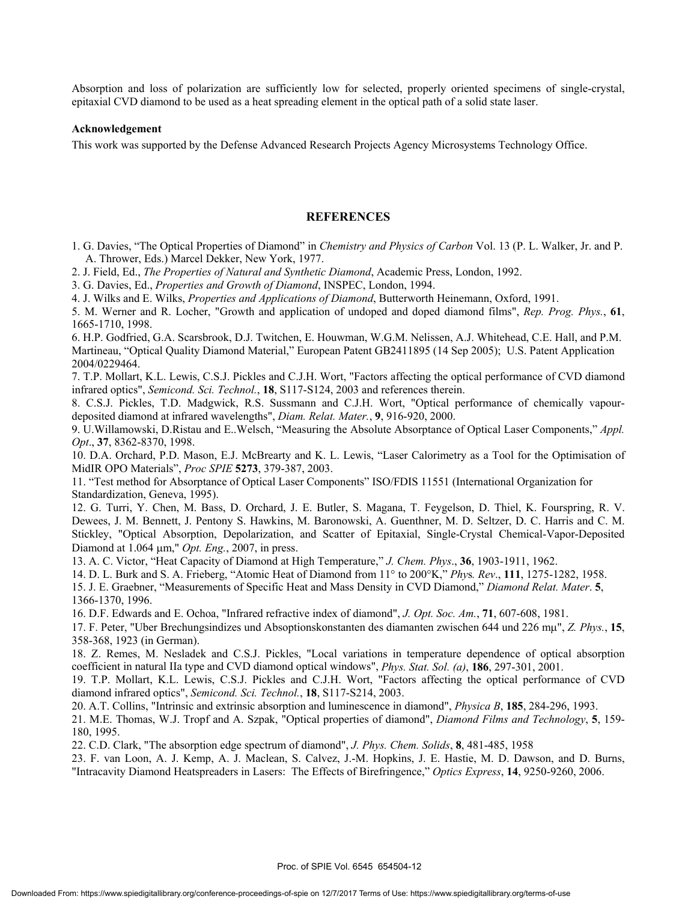Absorption and loss of polarization are sufficiently low for selected, properly oriented specimens of single-crystal, epitaxial CVD diamond to be used as a heat spreading element in the optical path of a solid state laser.

**Acknowledgement**

This work was supported by the Defense Advanced Research Projects Agency Microsystems Technology Office.

## REFERENCES

1. G. Davies, "The Optical Properties of Diamond" in *Chemistry and Physics of Carbon* Vol. 13 (P. L. Walker, Jr. and P. A. Thrower, Eds.) Marcel Dekker, New York, 1977.
2. J. Field, Ed., *The Properties of Natural and Synthetic Diamond*, Academic Press, London, 1992.
3. G. Davies, Ed., *Properties and Growth of Diamond*, INSPEC, London, 1994.
4. J. Wilks and E. Wilks, *Properties and Applications of Diamond*, Butterworth Heinemann, Oxford, 1991.
5. M. Werner and R. Locher, "Growth and application of undoped and doped diamond films", *Rep. Prog. Phys.*, **61**, 1665-1710, 1998.
6. H.P. Godfried, G.A. Scarsbrook, D.J. Twitchen, E. Houwman, W.G.M. Nelissen, A.J. Whitehead, C.E. Hall, and P.M. Martineau, "Optical Quality Diamond Material," European Patent GB2411895 (14 Sep 2005); U.S. Patent Application 2004/0229464.
7. T.P. Mollart, K.L. Lewis, C.S.J. Pickles and C.J.H. Wort, "Factors affecting the optical performance of CVD diamond infrared optics", *Semicond. Sci. Technol.*, **18**, S117-S124, 2003 and references therein.
8. C.S.J. Pickles, T.D. Madgwick, R.S. Sussmann and C.J.H. Wort, "Optical performance of chemically vapour-deposited diamond at infrared wavelengths", *Diam. Relat. Mater.*, **9**, 916-920, 2000.
9. U.Willamowski, D.Ristau and E..Welsch, "Measuring the Absolute Absorptance of Optical Laser Components," *Appl. Opt*., **37**, 8362-8370, 1998.
10. D.A. Orchard, P.D. Mason, E.J. McBrearty and K. L. Lewis, "Laser Calorimetry as a Tool for the Optimisation of MidIR OPO Materials", *Proc SPIE* **5273**, 379-387, 2003.
11. "Test method for Absorptance of Optical Laser Components" ISO/FDIS 11551 (International Organization for Standardization, Geneva, 1995).
12. G. Turri, Y. Chen, M. Bass, D. Orchard, J. E. Butler, S. Magana, T. Feygelson, D. Thiel, K. Fourspring, R. V. Dewees, J. M. Bennett, J. Pentony S. Hawkins, M. Baronowski, A. Guenthner, M. D. Seltzer, D. C. Harris and C. M. Stickley, "Optical Absorption, Depolarization, and Scatter of Epitaxial, Single-Crystal Chemical-Vapor-Deposited Diamond at 1.064 μm," *Opt. Eng.*, 2007, in press.
13. A. C. Victor, "Heat Capacity of Diamond at High Temperature," *J. Chem. Phys*., **36**, 1903-1911, 1962.
14. D. L. Burk and S. A. Frieberg, "Atomic Heat of Diamond from 11° to 200°K," *Phys. Rev*., **111**, 1275-1282, 1958.
15. J. E. Graebner, "Measurements of Specific Heat and Mass Density in CVD Diamond," *Diamond Relat. Mater*. **5**, 1366-1370, 1996.
16. D.F. Edwards and E. Ochoa, "Infrared refractive index of diamond", *J. Opt. Soc. Am.*, **71**, 607-608, 1981.
17. F. Peter, "Uber Brechungsindizes und Absoptionskonstanten des diamanten zwischen 644 und 226 mμ", *Z. Phys.*, **15**, 358-368, 1923 (in German).
18. Z. Remes, M. Nesladek and C.S.J. Pickles, "Local variations in temperature dependence of optical absorption coefficient in natural IIa type and CVD diamond optical windows", *Phys. Stat. Sol. (a)*, **186**, 297-301, 2001.
19. T.P. Mollart, K.L. Lewis, C.S.J. Pickles and C.J.H. Wort, "Factors affecting the optical performance of CVD diamond infrared optics", *Semicond. Sci. Technol.*, **18**, S117-S214, 2003.
20. A.T. Collins, "Intrinsic and extrinsic absorption and luminescence in diamond", *Physica B*, **185**, 284-296, 1993.
21. M.E. Thomas, W.J. Tropf and A. Szpak, "Optical properties of diamond", *Diamond Films and Technology*, **5**, 159-180, 1995.
22. C.D. Clark, "The absorption edge spectrum of diamond", *J. Phys. Chem. Solids*, **8**, 481-485, 1958
23. F. van Loon, A. J. Kemp, A. J. Maclean, S. Calvez, J.-M. Hopkins, J. E. Hastie, M. D. Dawson, and D. Burns, "Intracavity Diamond Heatspreaders in Lasers: The Effects of Birefringence," *Optics Express*, **14**, 9250-9260, 2006.